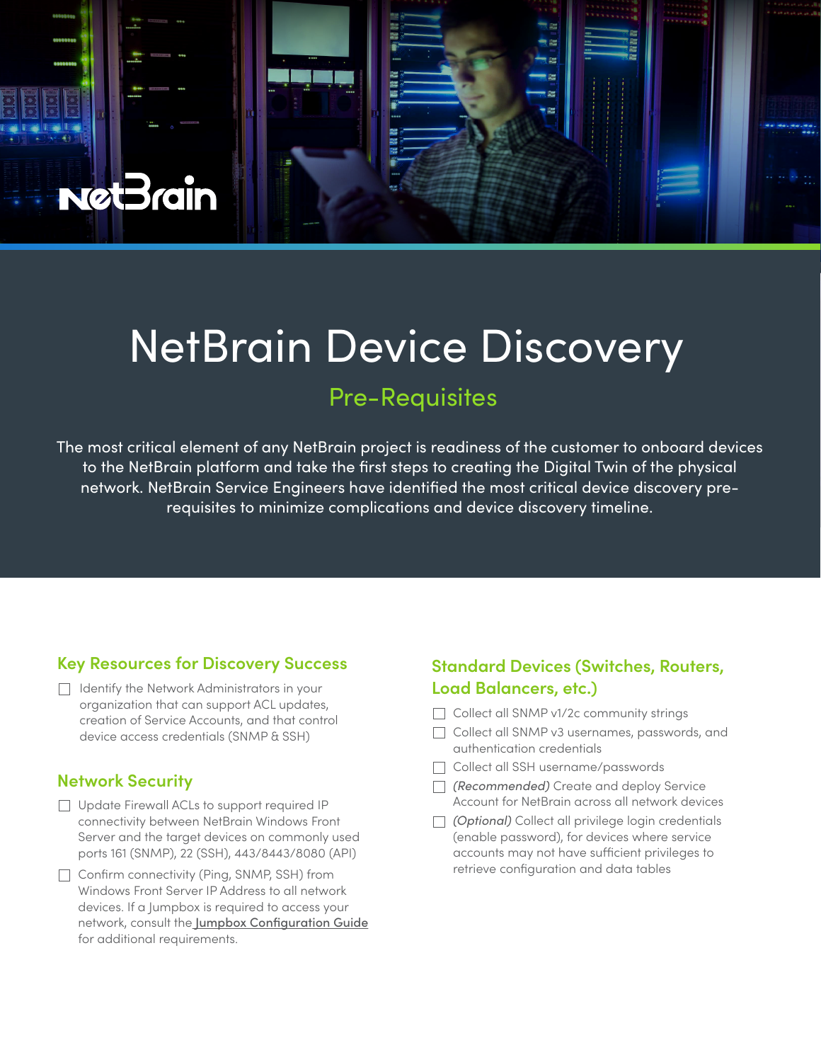# NetBrain Device Discovery

## Pre-Requisites

The most critical element of any NetBrain project is readiness of the customer to onboard devices to the NetBrain platform and take the first steps to creating the Digital Twin of the physical network. NetBrain Service Engineers have identified the most critical device discovery pre-requisites to minimize complications and device discovery timeline.

### Key Resources for Discovery Success

- [ ] Identify the Network Administrators in your organization that can support ACL updates, creation of Service Accounts, and that control device access credentials (SNMP & SSH)

### Network Security

- [ ] Update Firewall ACLs to support required IP connectivity between NetBrain Windows Front Server and the target devices on commonly used ports 161 (SNMP), 22 (SSH), 443/8443/8080 (API)
- [ ] Confirm connectivity (Ping, SNMP, SSH) from Windows Front Server IP Address to all network devices. If a Jumpbox is required to access your network, consult the Jumpbox Configuration Guide for additional requirements.

### Standard Devices (Switches, Routers, Load Balancers, etc.)

- [ ] Collect all SNMP v1/2c community strings
- [ ] Collect all SNMP v3 usernames, passwords, and authentication credentials
- [ ] Collect all SSH username/passwords
- [ ] *(Recommended)* Create and deploy Service Account for NetBrain across all network devices
- [ ] *(Optional)* Collect all privilege login credentials (enable password), for devices where service accounts may not have sufficient privileges to retrieve configuration and data tables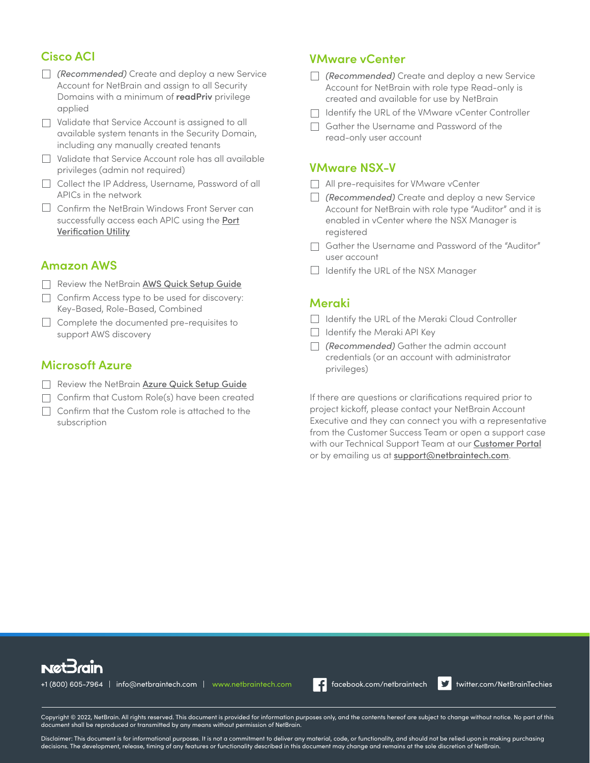## Cisco ACI

- [ ] *(Recommended)* Create and deploy a new Service Account for NetBrain and assign to all Security Domains with a minimum of **readPriv** privilege applied
- [ ] Validate that Service Account is assigned to all available system tenants in the Security Domain, including any manually created tenants
- [ ] Validate that Service Account role has all available privileges (admin not required)
- [ ] Collect the IP Address, Username, Password of all APICs in the network
- [ ] Confirm the NetBrain Windows Front Server can successfully access each APIC using the Port Verification Utility

## Amazon AWS

- [ ] Review the NetBrain AWS Quick Setup Guide
- [ ] Confirm Access type to be used for discovery: Key-Based, Role-Based, Combined
- [ ] Complete the documented pre-requisites to support AWS discovery

## Microsoft Azure

- [ ] Review the NetBrain Azure Quick Setup Guide
- [ ] Confirm that Custom Role(s) have been created
- [ ] Confirm that the Custom role is attached to the subscription

## VMware vCenter

- [ ] *(Recommended)* Create and deploy a new Service Account for NetBrain with role type Read-only is created and available for use by NetBrain
- [ ] Identify the URL of the VMware vCenter Controller
- [ ] Gather the Username and Password of the read-only user account

## VMware NSX-V

- [ ] All pre-requisites for VMware vCenter
- [ ] *(Recommended)* Create and deploy a new Service Account for NetBrain with role type "Auditor" and it is enabled in vCenter where the NSX Manager is registered
- [ ] Gather the Username and Password of the "Auditor" user account
- [ ] Identify the URL of the NSX Manager

## Meraki

- [ ] Identify the URL of the Meraki Cloud Controller
- [ ] Identify the Meraki API Key
- [ ] *(Recommended)* Gather the admin account credentials (or an account with administrator privileges)

If there are questions or clarifications required prior to project kickoff, please contact your NetBrain Account Executive and they can connect you with a representative from the Customer Success Team or open a support case with our Technical Support Team at our Customer Portal or by emailing us at support@netbraintech.com.

NetBrain

+1 (800) 605-7964 | info@netbraintech.com | www.netbraintech.com | facebook.com/netbraintech | twitter.com/NetBrainTechies

Copyright © 2022, NetBrain. All rights reserved. This document is provided for information purposes only, and the contents hereof are subject to change without notice. No part of this document shall be reproduced or transmitted by any means without permission of NetBrain.

Disclaimer: This document is for informational purposes. It is not a commitment to deliver any material, code, or functionality, and should not be relied upon in making purchasing decisions. The development, release, timing of any features or functionality described in this document may change and remains at the sole discretion of NetBrain.